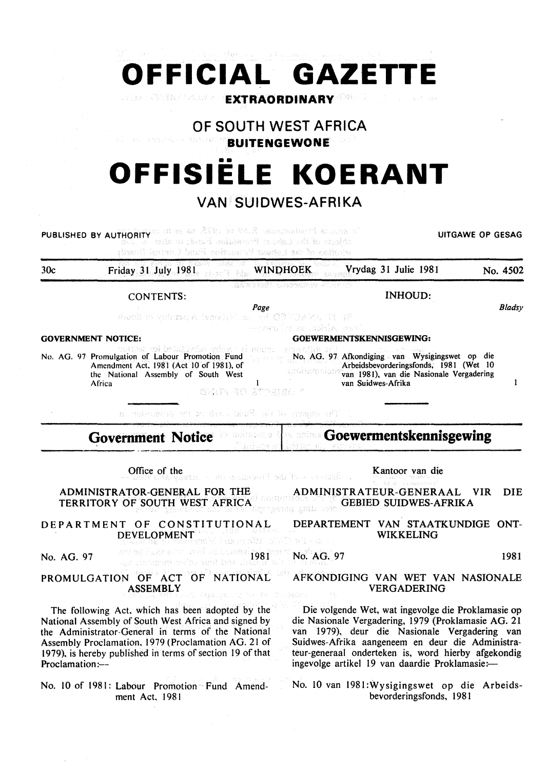# OFFICIAL GAZETTE

**EXTRAORDINARY**

## OF SOUTH WEST AFRICA

**BUITENGEWONE**

# OFFISIËLE KOERANT

## VAN SUIDWES-AFRIKA

PUBLISHED BY AUTHORITY — UITGAWE OP GESAG

30c — Friday 31 July 1981 — WINDHOEK — Vrydag 31 Julie 1981 — No. 4502

**CONTENTS:**

| | | Page |
|---|---|---|
| **GOVERNMENT NOTICE:** | | |
| No. AG. 97 | Promulgation of Labour Promotion Fund Amendment Act, 1981 (Act 10 of 1981), of the National Assembly of South West Africa | 1 |

**INHOUD:**

| | | Bladsy |
|---|---|---|
| **GOEWERMENTSKENNISGEWING:** | | |
| No. AG. 97 | Afkondiging van Wysigingswet op die Arbeidsbevorderingsfonds, 1981 (Wet 10 van 1981), van die Nasionale Vergadering van Suidwes-Afrika | 1 |

## Government Notice

Office of the

ADMINISTRATOR-GENERAL FOR THE TERRITORY OF SOUTH WEST AFRICA

DEPARTMENT OF CONSTITUTIONAL DEVELOPMENT

No. AG. 97 — 1981

### PROMULGATION OF ACT OF NATIONAL ASSEMBLY

The following Act, which has been adopted by the National Assembly of South West Africa and signed by the Administrator-General in terms of the National Assembly Proclamation, 1979 (Proclamation AG. 21 of 1979), is hereby published in terms of section 19 of that Proclamation:—

No. 10 of 1981: Labour Promotion Fund Amendment Act, 1981

## Goewermentskennisgewing

Kantoor van die

ADMINISTRATEUR-GENERAAL VIR DIE GEBIED SUIDWES-AFRIKA

DEPARTEMENT VAN STAATKUNDIGE ONTWIKKELING

No. AG. 97 — 1981

### AFKONDIGING VAN WET VAN NASIONALE VERGADERING

Die volgende Wet, wat ingevolge die Proklamasie op die Nasionale Vergadering, 1979 (Proklamasie AG. 21 van 1979), deur die Nasionale Vergadering van Suidwes-Afrika aangeneem en deur die Administrateur-generaal onderteken is, word hierby afgekondig ingevolge artikel 19 van daardie Proklamasie:—

No. 10 van 1981: Wysigingswet op die Arbeidsbevorderingsfonds, 1981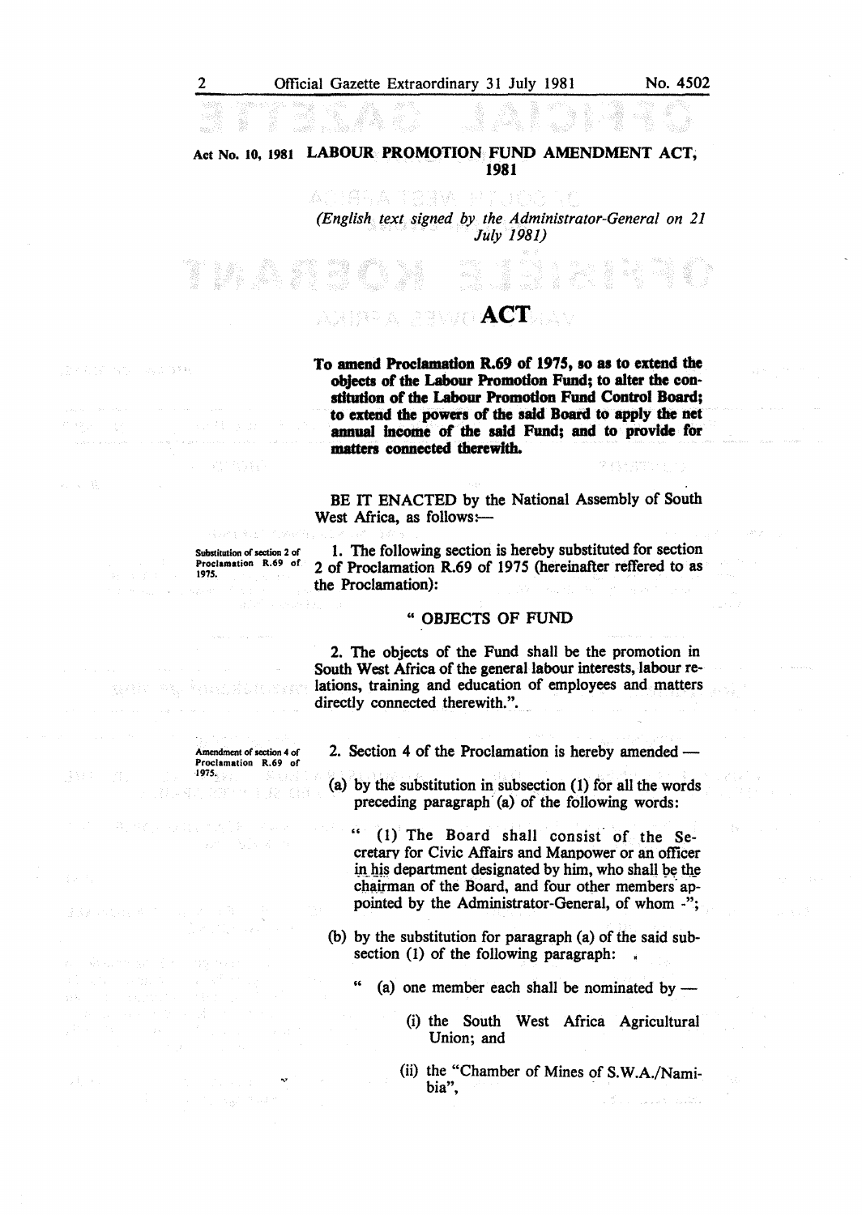**Act No. 10, 1981** **LABOUR PROMOTION FUND AMENDMENT ACT, 1981**

*(English text signed by the Administrator-General on 21 July 1981)*

# ACT

**To amend Proclamation R.69 of 1975, so as to extend the objects of the Labour Promotion Fund; to alter the constitution of the Labour Promotion Fund Control Board; to extend the powers of the said Board to apply the net annual income of the said Fund; and to provide for matters connected therewith.**

BE IT ENACTED by the National Assembly of South West Africa, as follows:—

*Substitution of section 2 of Proclamation R.69 of 1975.*

1. The following section is hereby substituted for section 2 of Proclamation R.69 of 1975 (hereinafter reffered to as the Proclamation):

" OBJECTS OF FUND

2. The objects of the Fund shall be the promotion in South West Africa of the general labour interests, labour relations, training and education of employees and matters directly connected therewith.".

*Amendment of section 4 of Proclamation R.69 of 1975.*

2. Section 4 of the Proclamation is hereby amended —

(a) by the substitution in subsection (1) for all the words preceding paragraph (a) of the following words:

" (1) The Board shall consist of the Secretary for Civic Affairs and Manpower or an officer in his department designated by him, who shall be the chairman of the Board, and four other members appointed by the Administrator-General, of whom -";

(b) by the substitution for paragraph (a) of the said subsection (1) of the following paragraph:

" (a) one member each shall be nominated by —

(i) the South West Africa Agricultural Union; and

(ii) the "Chamber of Mines of S.W.A./Namibia",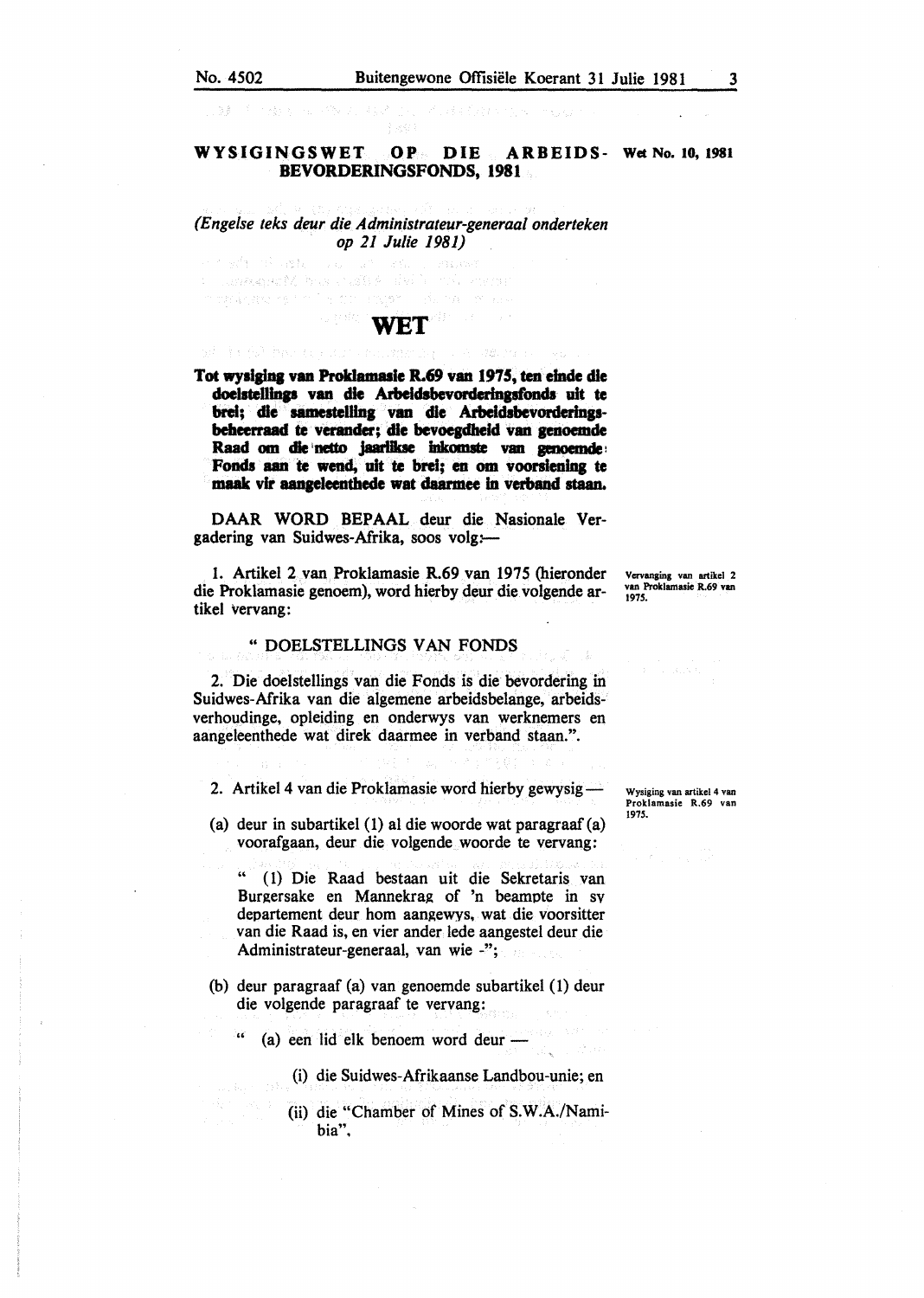## WYSIGINGSWET OP DIE ARBEIDS-BEVORDERINGSFONDS, 1981

**Wet No. 10, 1981**

*(Engelse teks deur die Administrateur-generaal onderteken op 21 Julie 1981)*

# WET

**Tot wysiging van Proklamasie R.69 van 1975, ten einde die doelstellings van die Arbeidsbevorderingsfonds uit te brei; die samestelling van die Arbeidsbevorderingsbeheerraad te verander; die bevoegdheid van genoemde Raad om die netto jaarlikse inkomste van genoemde Fonds aan te wend, uit te brei; en om voorsiening te maak vir aangeleenthede wat daarmee in verband staan.**

DAAR WORD BEPAAL deur die Nasionale Vergadering van Suidwes-Afrika, soos volg:—

*Vervanging van artikel 2 van Proklamasie R.69 van 1975.*

1. Artikel 2 van Proklamasie R.69 van 1975 (hieronder die Proklamasie genoem), word hierby deur die volgende artikel vervang:

" DOELSTELLINGS VAN FONDS

2. Die doelstellings van die Fonds is die bevordering in Suidwes-Afrika van die algemene arbeidsbelange, arbeidsverhoudinge, opleiding en onderwys van werknemers en aangeleenthede wat direk daarmee in verband staan.".

*Wysiging van artikel 4 van Proklamasie R.69 van 1975.*

2. Artikel 4 van die Proklamasie word hierby gewysig —

(a) deur in subartikel (1) al die woorde wat paragraaf (a) voorafgaan, deur die volgende woorde te vervang:

" (1) Die Raad bestaan uit die Sekretaris van Burgersake en Mannekrag of 'n beampte in sy departement deur hom aangewys, wat die voorsitter van die Raad is, en vier ander lede aangestel deur die Administrateur-generaal, van wie -";

(b) deur paragraaf (a) van genoemde subartikel (1) deur die volgende paragraaf te vervang:

" (a) een lid elk benoem word deur —

(i) die Suidwes-Afrikaanse Landbou-unie; en

(ii) die "Chamber of Mines of S.W.A./Namibia",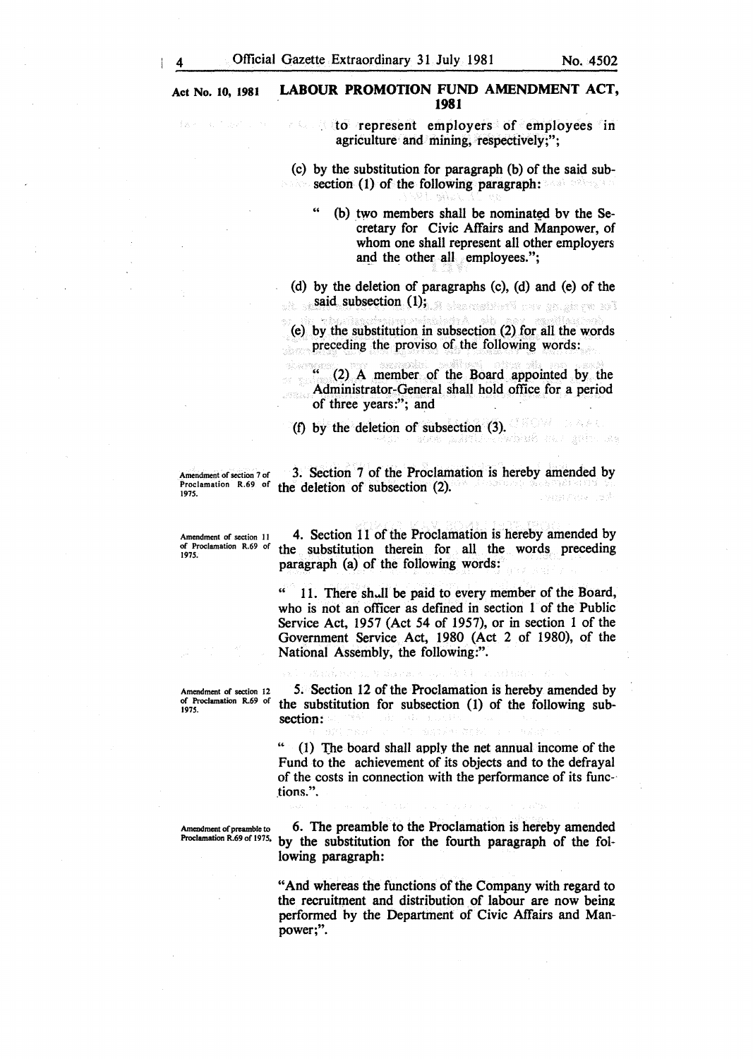**Act No. 10, 1981** — **LABOUR PROMOTION FUND AMENDMENT ACT, 1981**

to represent employers of employees in agriculture and mining, respectively;";

(c) by the substitution for paragraph (b) of the said subsection (1) of the following paragraph:

> " (b) two members shall be nominated bv the Secretary for Civic Affairs and Manpower, of whom one shall represent all other employers and the other all employees.";

(d) by the deletion of paragraphs (c), (d) and (e) of the said subsection (1);

(e) by the substitution in subsection (2) for all the words preceding the proviso of the following words:

> " (2) A member of the Board appointed by the Administrator-General shall hold office for a period of three years:"; and

(f) by the deletion of subsection (3).

*Amendment of section 7 of Proclamation R.69 of 1975.*

3. Section 7 of the Proclamation is hereby amended by the deletion of subsection (2).

*Amendment of section 11 of Proclamation R.69 of 1975.*

4. Section 11 of the Proclamation is hereby amended by the substitution therein for all the words preceding paragraph (a) of the following words:

> " 11. There shall be paid to every member of the Board, who is not an officer as defined in section 1 of the Public Service Act, 1957 (Act 54 of 1957), or in section 1 of the Government Service Act, 1980 (Act 2 of 1980), of the National Assembly, the following:".

*Amendment of section 12 of Proclamation R.69 of 1975.*

5. Section 12 of the Proclamation is hereby amended by the substitution for subsection (1) of the following subsection:

> " (1) The board shall apply the net annual income of the Fund to the achievement of its objects and to the defrayal of the costs in connection with the performance of its functions.".

*Amendment of preamble to Proclamation R.69 of 1975.*

6. The preamble to the Proclamation is hereby amended by the substitution for the fourth paragraph of the following paragraph:

> "And whereas the functions of the Company with regard to the recruitment and distribution of labour are now being performed by the Department of Civic Affairs and Manpower;".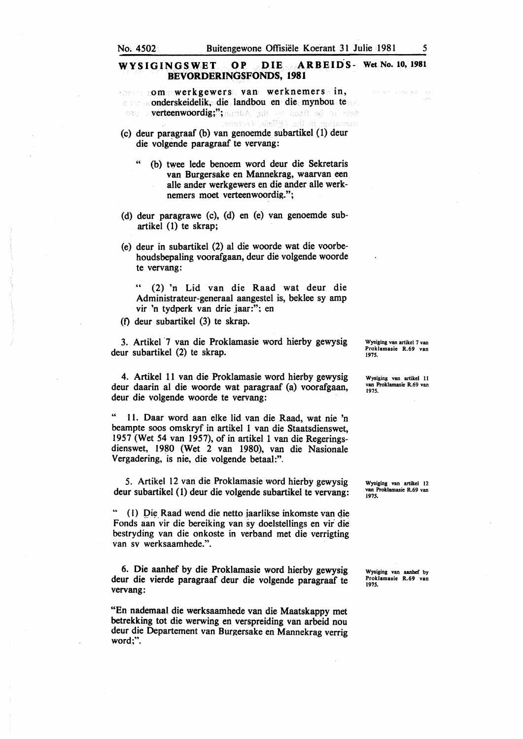## WYSIGINGSWET OP DIE ARBEIDSBEVORDERINGSFONDS, 1981

Wet No. 10, 1981

om werkgewers van werknemers in, onderskeidelik, die landbou en die mynbou te verteenwoordig;";

(c) deur paragraaf (b) van genoemde subartikel (1) deur die volgende paragraaf te vervang:

> " (b) twee lede benoem word deur die Sekretaris van Burgersake en Mannekrag, waarvan een alle ander werkgewers en die ander alle werknemers moet verteenwoordig.";

(d) deur paragrawe (c), (d) en (e) van genoemde subartikel (1) te skrap;

(e) deur in subartikel (2) al die woorde wat die voorbehoudsbepaling voorafgaan, deur die volgende woorde te vervang:

> " (2) 'n Lid van die Raad wat deur die Administrateur-generaal aangestel is, beklee sy amp vir 'n tydperk van drie jaar:"; en

(f) deur subartikel (3) te skrap.

*Wysiging van artikel 7 van Proklamasie R.69 van 1975.*

3. Artikel 7 van die Proklamasie word hierby gewysig deur subartikel (2) te skrap.

*Wysiging van artikel 11 van Proklamasie R.69 van 1975.*

4. Artikel 11 van die Proklamasie word hierby gewysig deur daarin al die woorde wat paragraaf (a) voorafgaan, deur die volgende woorde te vervang:

" 11. Daar word aan elke lid van die Raad, wat nie 'n beampte soos omskryf in artikel 1 van die Staatsdienswet, 1957 (Wet 54 van 1957), of in artikel 1 van die Regeringsdienswet, 1980 (Wet 2 van 1980), van die Nasionale Vergadering, is nie, die volgende betaal:".

*Wysiging van artikel 12 van Proklamasie R.69 van 1975.*

5. Artikel 12 van die Proklamasie word hierby gewysig deur subartikel (1) deur die volgende subartikel te vervang:

" (1) Die Raad wend die netto jaarlikse inkomste van die Fonds aan vir die bereiking van sy doelstellings en vir die bestryding van die onkoste in verband met die verrigting van sy werksaamhede.".

*Wysiging van aanhef by Proklamasie R.69 van 1975.*

6. Die aanhef by die Proklamasie word hierby gewysig deur die vierde paragraaf deur die volgende paragraaf te vervang:

"En nademaal die werksaamhede van die Maatskappy met betrekking tot die werwing en verspreiding van arbeid nou deur die Departement van Burgersake en Mannekrag verrig word;".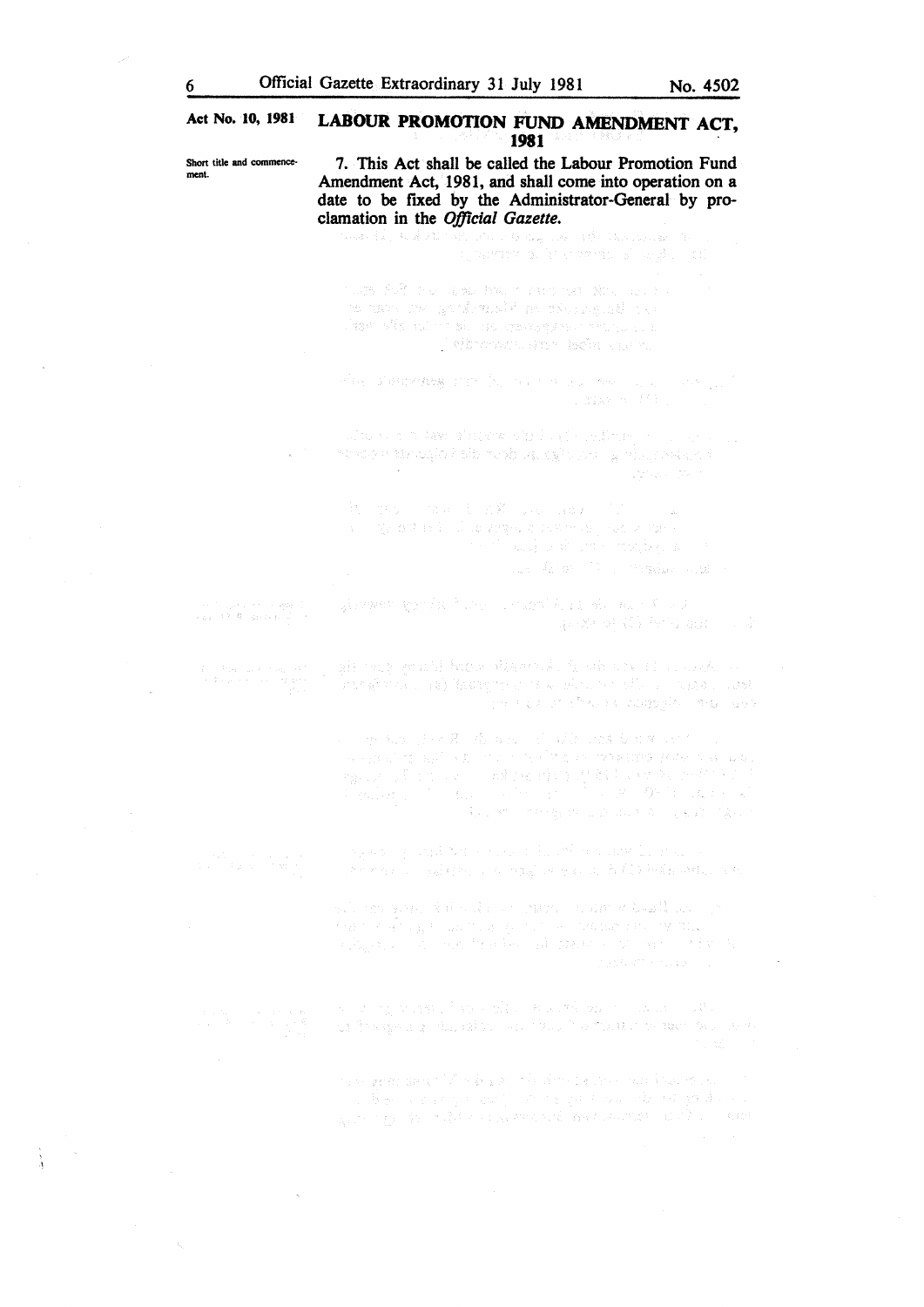Act No. 10, 1981

## LABOUR PROMOTION FUND AMENDMENT ACT, 1981

Short title and commencement.

7. This Act shall be called the Labour Promotion Fund Amendment Act, 1981, and shall come into operation on a date to be fixed by the Administrator-General by proclamation in the *Official Gazette*.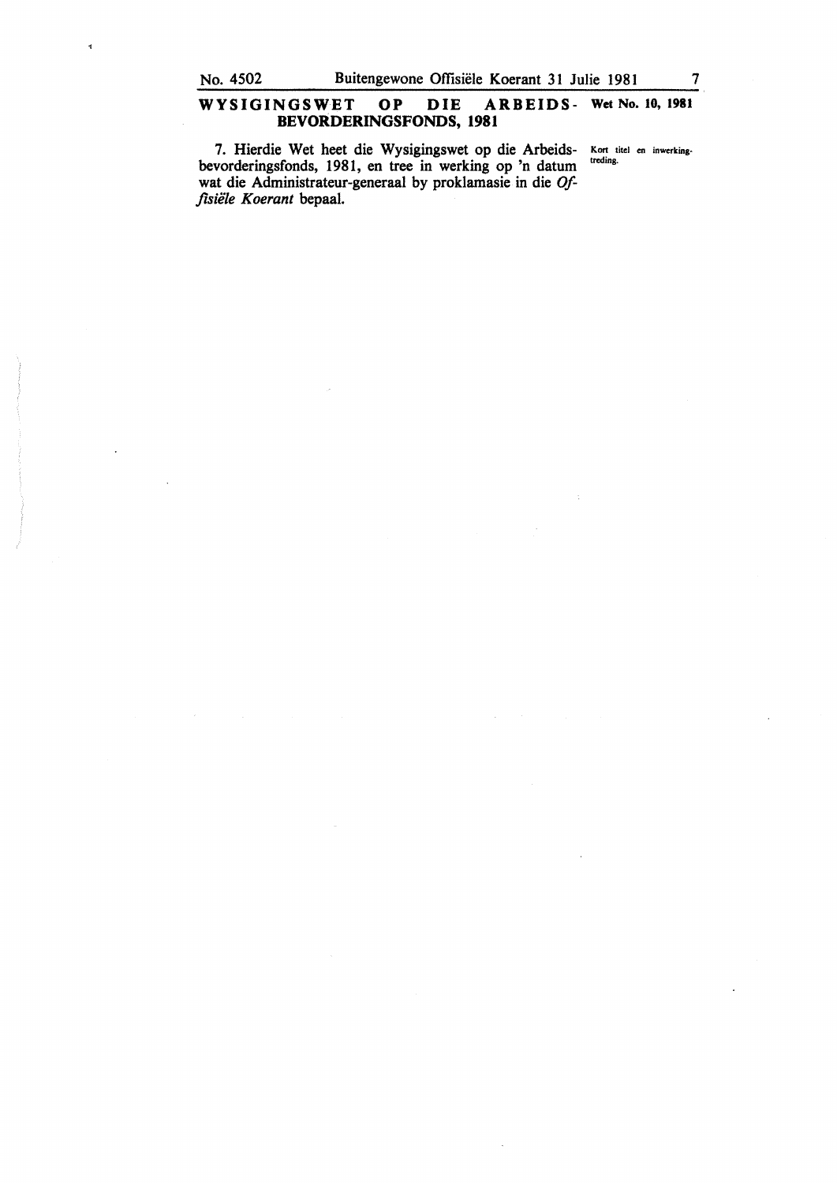## WYSIGINGSWET OP DIE ARBEIDSBEVORDERINGSFONDS, 1981

**Wet No. 10, 1981**

Kort titel en inwerkingtreding.

7. Hierdie Wet heet die Wysigingswet op die Arbeidsbevorderingsfonds, 1981, en tree in werking op 'n datum wat die Administrateur-generaal by proklamasie in die *Offisiële Koerant* bepaal.